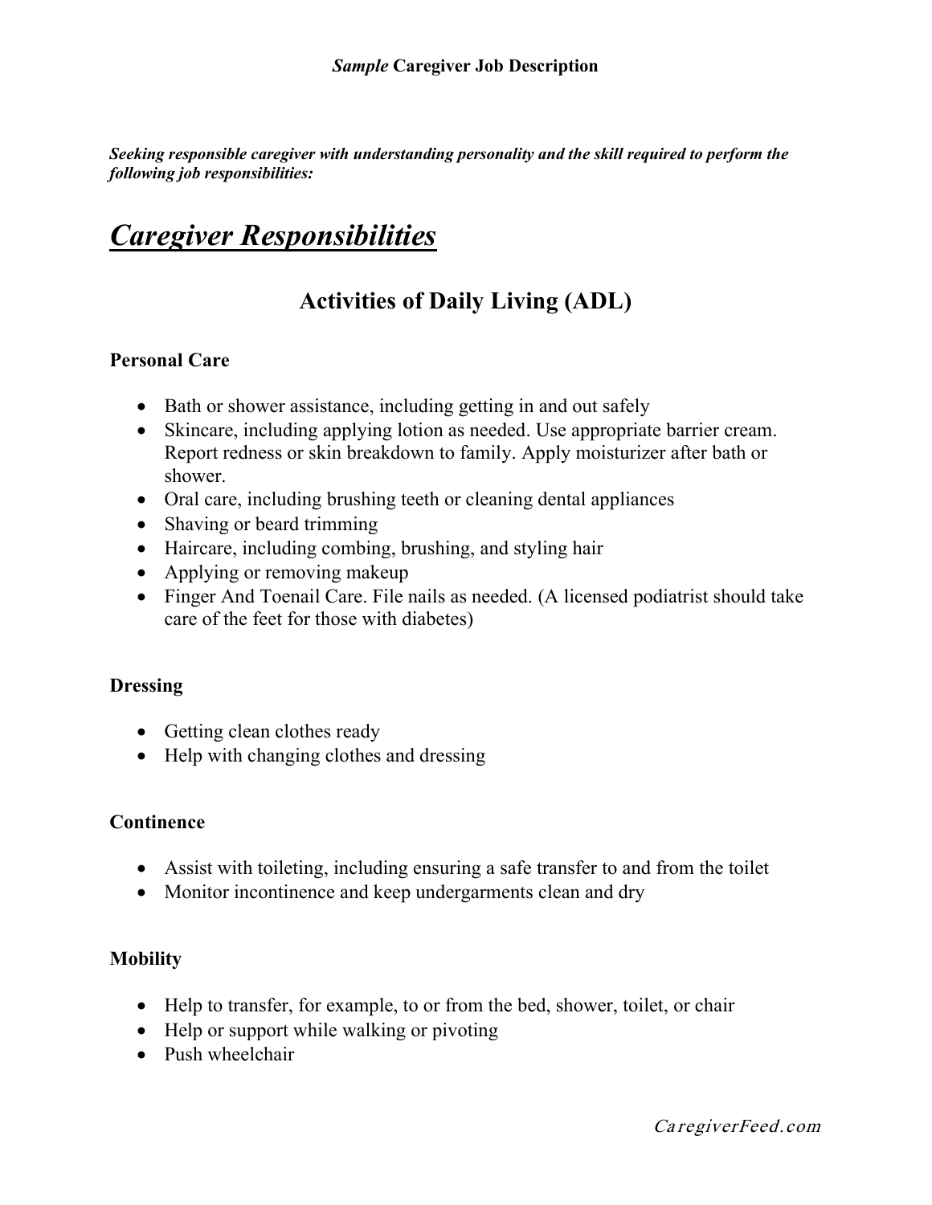*Sample* **Caregiver Job Description**

***Seeking responsible caregiver with understanding personality and the skill required to perform the following job responsibilities:***

# *Caregiver Responsibilities*

## Activities of Daily Living (ADL)

### Personal Care

- Bath or shower assistance, including getting in and out safely
- Skincare, including applying lotion as needed. Use appropriate barrier cream. Report redness or skin breakdown to family. Apply moisturizer after bath or shower.
- Oral care, including brushing teeth or cleaning dental appliances
- Shaving or beard trimming
- Haircare, including combing, brushing, and styling hair
- Applying or removing makeup
- Finger And Toenail Care. File nails as needed. (A licensed podiatrist should take care of the feet for those with diabetes)

### Dressing

- Getting clean clothes ready
- Help with changing clothes and dressing

### Continence

- Assist with toileting, including ensuring a safe transfer to and from the toilet
- Monitor incontinence and keep undergarments clean and dry

### Mobility

- Help to transfer, for example, to or from the bed, shower, toilet, or chair
- Help or support while walking or pivoting
- Push wheelchair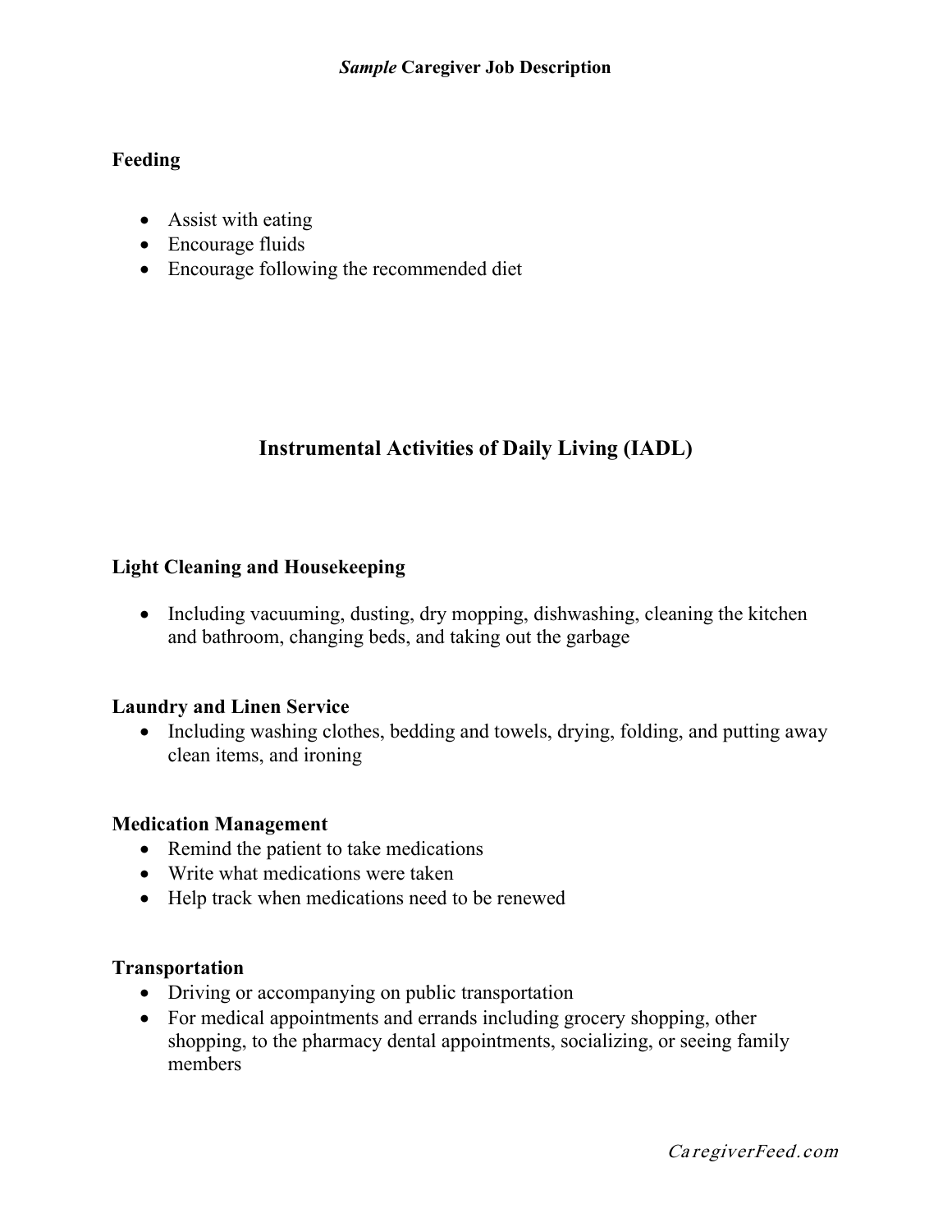**Feeding**

- Assist with eating
- Encourage fluids
- Encourage following the recommended diet

## Instrumental Activities of Daily Living (IADL)

**Light Cleaning and Housekeeping**

- Including vacuuming, dusting, dry mopping, dishwashing, cleaning the kitchen and bathroom, changing beds, and taking out the garbage

**Laundry and Linen Service**

- Including washing clothes, bedding and towels, drying, folding, and putting away clean items, and ironing

**Medication Management**

- Remind the patient to take medications
- Write what medications were taken
- Help track when medications need to be renewed

**Transportation**

- Driving or accompanying on public transportation
- For medical appointments and errands including grocery shopping, other shopping, to the pharmacy dental appointments, socializing, or seeing family members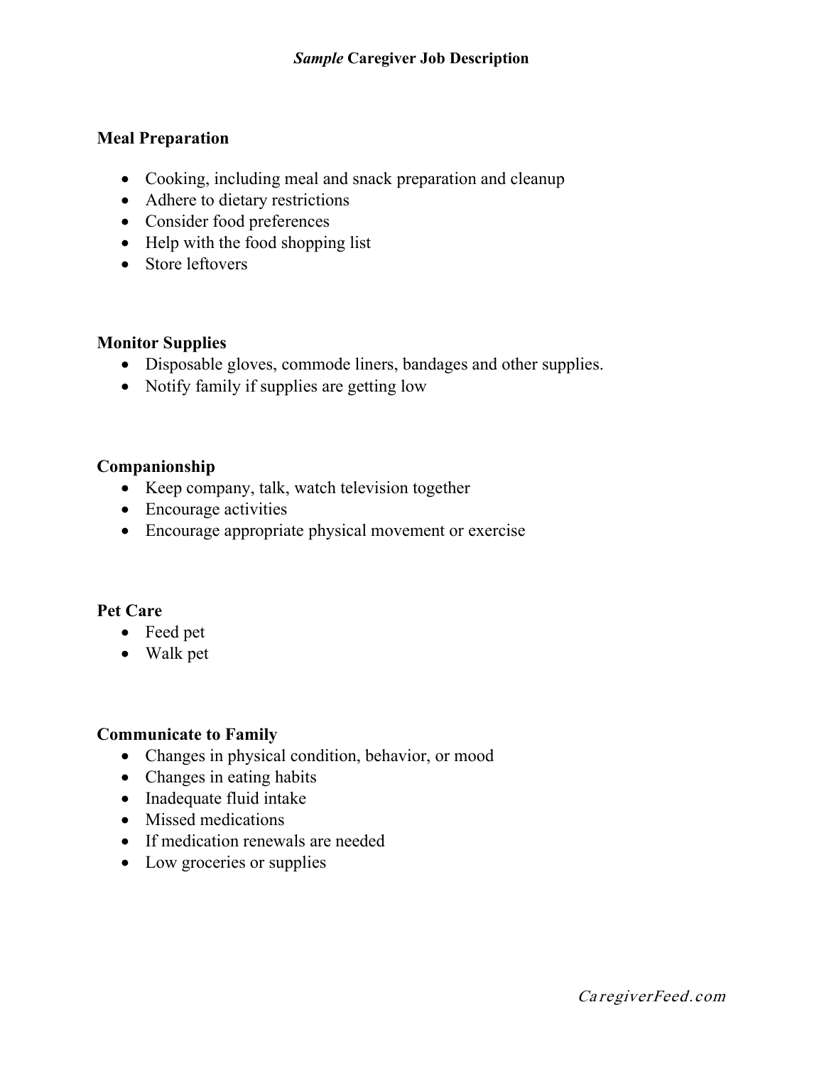*Sample* **Caregiver Job Description**

**Meal Preparation**

- Cooking, including meal and snack preparation and cleanup
- Adhere to dietary restrictions
- Consider food preferences
- Help with the food shopping list
- Store leftovers

**Monitor Supplies**

- Disposable gloves, commode liners, bandages and other supplies.
- Notify family if supplies are getting low

**Companionship**

- Keep company, talk, watch television together
- Encourage activities
- Encourage appropriate physical movement or exercise

**Pet Care**

- Feed pet
- Walk pet

**Communicate to Family**

- Changes in physical condition, behavior, or mood
- Changes in eating habits
- Inadequate fluid intake
- Missed medications
- If medication renewals are needed
- Low groceries or supplies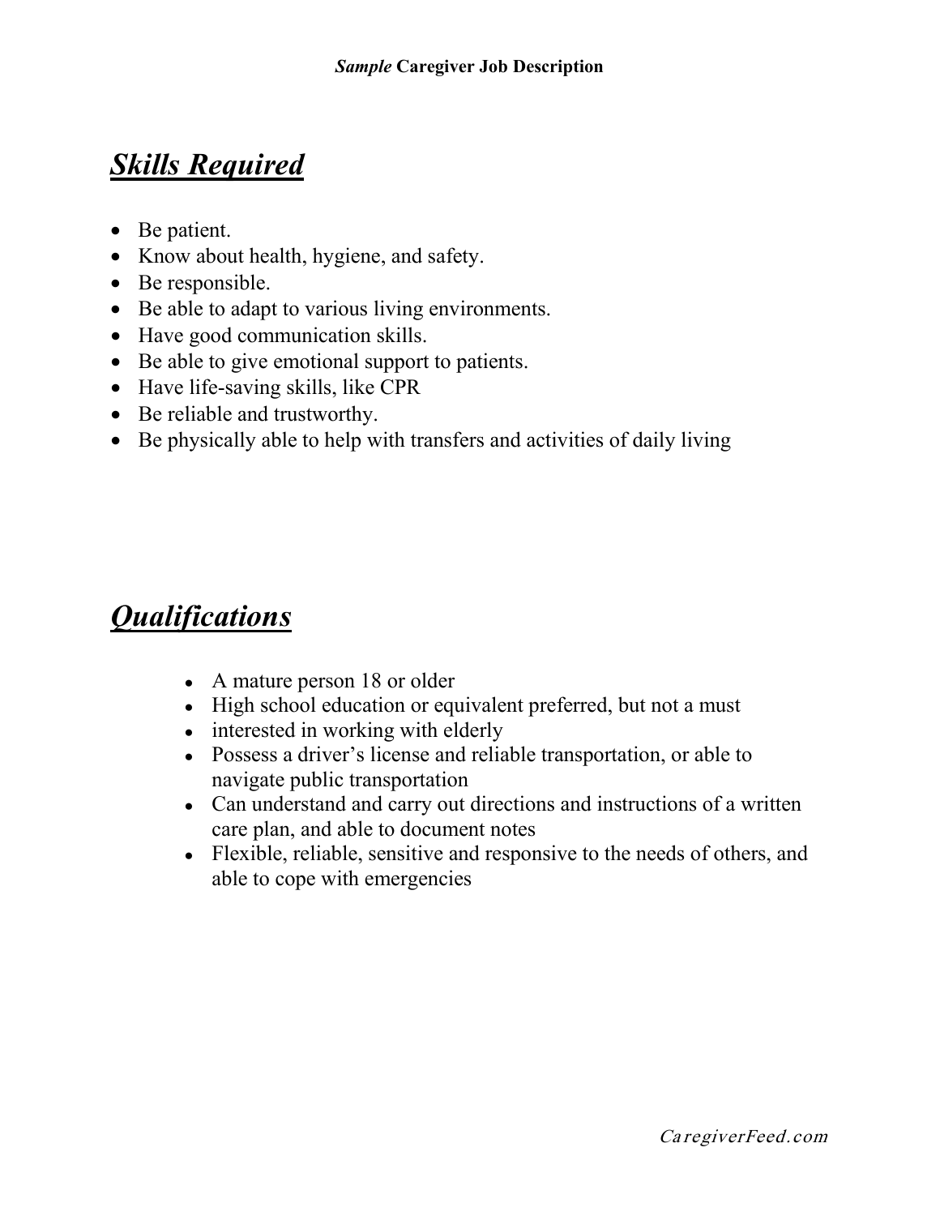## ***Skills Required***

- Be patient.
- Know about health, hygiene, and safety.
- Be responsible.
- Be able to adapt to various living environments.
- Have good communication skills.
- Be able to give emotional support to patients.
- Have life-saving skills, like CPR
- Be reliable and trustworthy.
- Be physically able to help with transfers and activities of daily living

## ***Qualifications***

- A mature person 18 or older
- High school education or equivalent preferred, but not a must
- interested in working with elderly
- Possess a driver's license and reliable transportation, or able to navigate public transportation
- Can understand and carry out directions and instructions of a written care plan, and able to document notes
- Flexible, reliable, sensitive and responsive to the needs of others, and able to cope with emergencies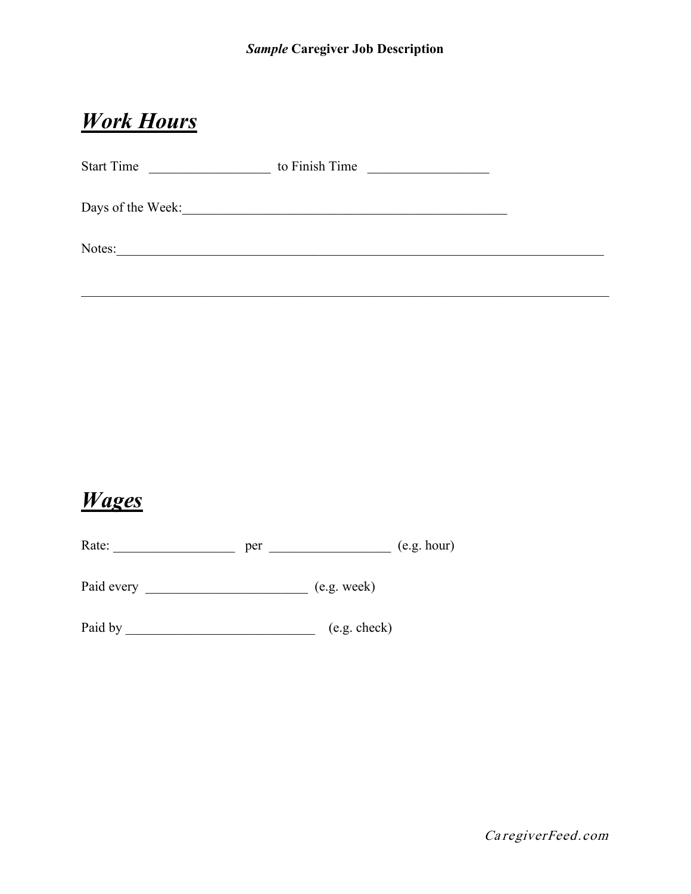***Sample* Caregiver Job Description**

# ***Work Hours***

Start Time __________________ to Finish Time __________________

Days of the Week:__________________________________________________

Notes:___________________________________________________________________________

_________________________________________________________________________________

# ***Wages***

Rate: __________________ per __________________ (e.g. hour)

Paid every ________________________ (e.g. week)

Paid by ____________________________ (e.g. check)

*CaregiverFeed.com*